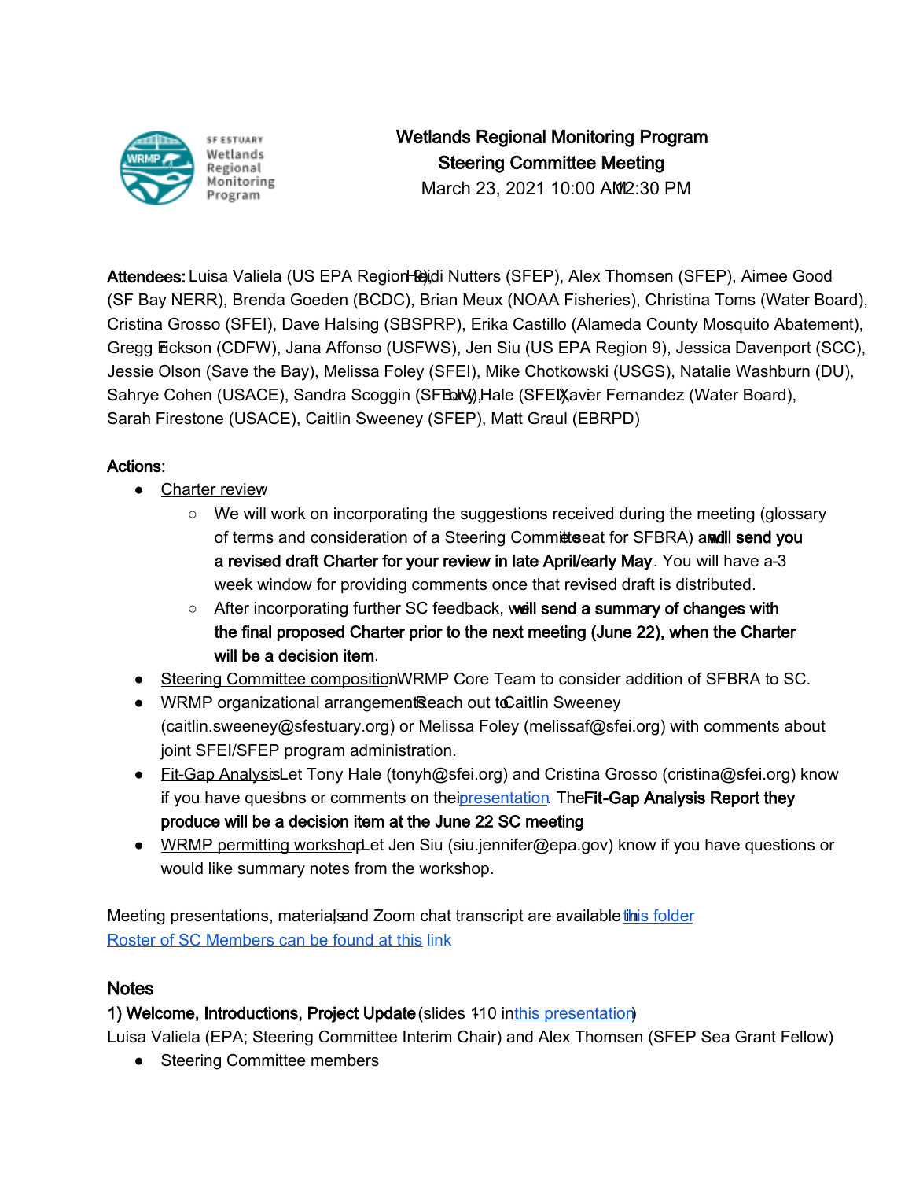# Wetlands Regional Monitoring Program
## Steering Committee Meeting
March 23, 2021 10:00 AM-12:30 PM

**Attendees:** Luisa Valiela (US EPA Region 9), Heidi Nutters (SFEP), Alex Thomsen (SFEP), Aimee Good (SF Bay NERR), Brenda Goeden (BCDC), Brian Meux (NOAA Fisheries), Christina Toms (Water Board), Cristina Grosso (SFEI), Dave Halsing (SBSPRP), Erika Castillo (Alameda County Mosquito Abatement), Gregg Erickson (CDFW), Jana Affonso (USFWS), Jen Siu (US EPA Region 9), Jessica Davenport (SCC), Jessie Olson (Save the Bay), Melissa Foley (SFEI), Mike Chotkowski (USGS), Natalie Washburn (DU), Sahrye Cohen (USACE), Sandra Scoggin (SFBJV), Tony Hale (SFEI), Xavier Fernandez (Water Board), Sarah Firestone (USACE), Caitlin Sweeney (SFEP), Matt Graul (EBRPD)

**Actions:**

- Charter review
  - We will work on incorporating the suggestions received during the meeting (glossary of terms and consideration of a Steering Committee seat for SFBRA) and **will send you a revised draft Charter for your review in late April/early May**. You will have a 2-3 week window for providing comments once that revised draft is distributed.
  - After incorporating further SC feedback, **we will send a summary of changes with the final proposed Charter prior to the next meeting (June 22), when the Charter will be a decision item**.
- Steering Committee composition: WRMP Core Team to consider addition of SFBRA to SC.
- WRMP organizational arrangement: Reach out to Caitlin Sweeney (caitlin.sweeney@sfestuary.org) or Melissa Foley (melissaf@sfei.org) with comments about joint SFEI/SFEP program administration.
- Fit-Gap Analysis: Let Tony Hale (tonyh@sfei.org) and Cristina Grosso (cristina@sfei.org) know if you have questions or comments on their presentation. The **Fit-Gap Analysis Report they produce will be a decision item at the June 22 SC meeting**
- WRMP permitting workshop: Let Jen Siu (siu.jennifer@epa.gov) know if you have questions or would like summary notes from the workshop.

Meeting presentations, materials, and Zoom chat transcript are available in this folder
Roster of SC Members can be found at this link

## Notes

**1) Welcome, Introductions, Project Update** (slides 1-10 in this presentation)
Luisa Valiela (EPA; Steering Committee Interim Chair) and Alex Thomsen (SFEP Sea Grant Fellow)

- Steering Committee members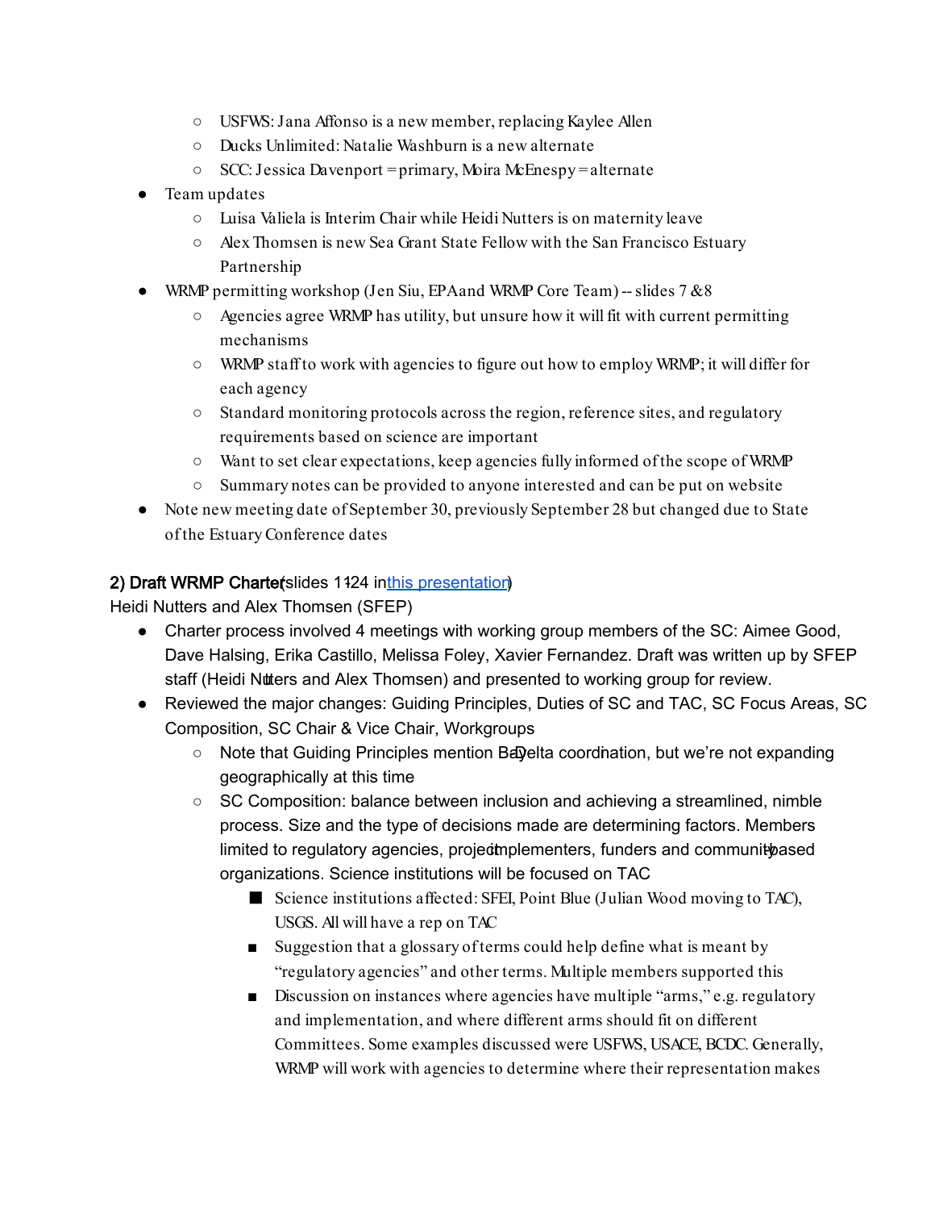- USFWS: Jana Affonso is a new member, replacing Kaylee Allen
    - Ducks Unlimited: Natalie Washburn is a new alternate
    - SCC: Jessica Davenport = primary, Moira McEnespy = alternate
- Team updates
    - Luisa Valiela is Interim Chair while Heidi Nutters is on maternity leave
    - Alex Thomsen is new Sea Grant State Fellow with the San Francisco Estuary Partnership
- WRMP permitting workshop (Jen Siu, EPA and WRMP Core Team) -- slides 7 & 8
    - Agencies agree WRMP has utility, but unsure how it will fit with current permitting mechanisms
    - WRMP staff to work with agencies to figure out how to employ WRMP; it will differ for each agency
    - Standard monitoring protocols across the region, reference sites, and regulatory requirements based on science are important
    - Want to set clear expectations, keep agencies fully informed of the scope of WRMP
    - Summary notes can be provided to anyone interested and can be put on website
- Note new meeting date of September 30, previously September 28 but changed due to State of the Estuary Conference dates

**2) Draft WRMP Charter** (slides 11-24 in [this presentation](this presentation))
Heidi Nutters and Alex Thomsen (SFEP)

- Charter process involved 4 meetings with working group members of the SC: Aimee Good, Dave Halsing, Erika Castillo, Melissa Foley, Xavier Fernandez. Draft was written up by SFEP staff (Heidi Nutters and Alex Thomsen) and presented to working group for review.
- Reviewed the major changes: Guiding Principles, Duties of SC and TAC, SC Focus Areas, SC Composition, SC Chair & Vice Chair, Workgroups
    - Note that Guiding Principles mention Bay-Delta coordination, but we're not expanding geographically at this time
    - SC Composition: balance between inclusion and achieving a streamlined, nimble process. Size and the type of decisions made are determining factors. Members limited to regulatory agencies, project implementers, funders and community-based organizations. Science institutions will be focused on TAC
        - Science institutions affected: SFEI, Point Blue (Julian Wood moving to TAC), USGS. All will have a rep on TAC
        - Suggestion that a glossary of terms could help define what is meant by "regulatory agencies" and other terms. Multiple members supported this
        - Discussion on instances where agencies have multiple "arms," e.g. regulatory and implementation, and where different arms should fit on different Committees. Some examples discussed were USFWS, USACE, BCDC. Generally, WRMP will work with agencies to determine where their representation makes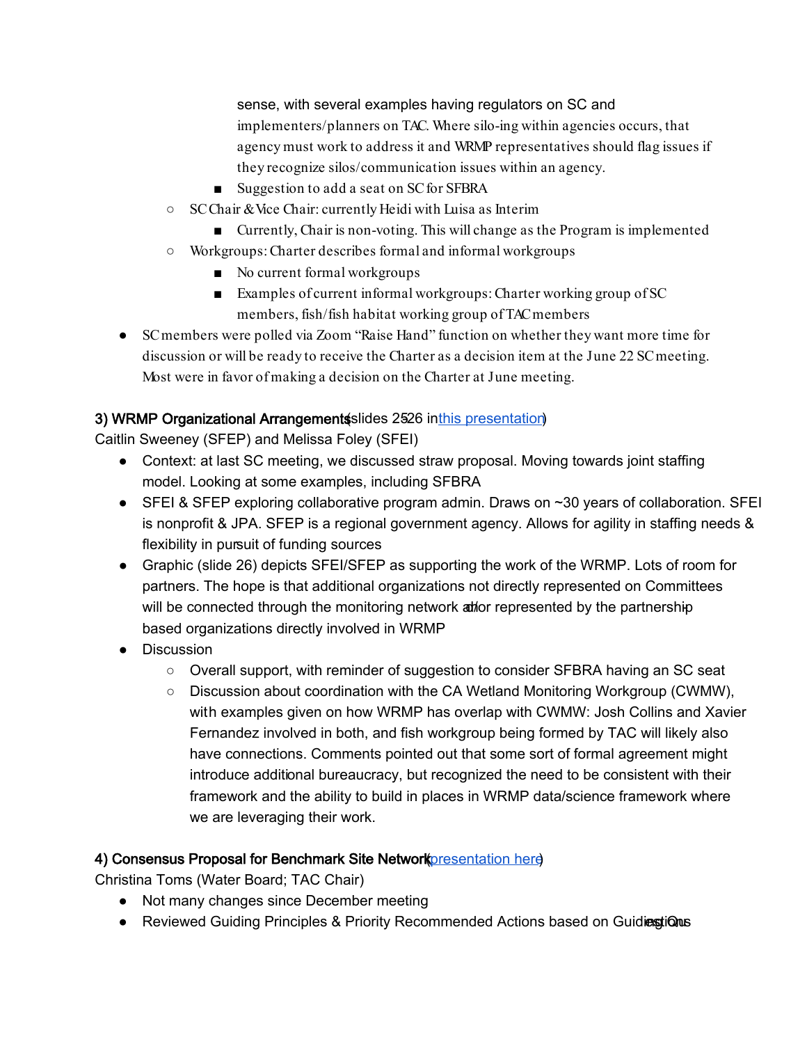sense, with several examples having regulators on SC and implementers/planners on TAC. Where silo-ing within agencies occurs, that agency must work to address it and WRMP representatives should flag issues if they recognize silos/communication issues within an agency.
    - Suggestion to add a seat on SC for SFBRA
  - SC Chair & Vice Chair: currently Heidi with Luisa as Interim
    - Currently, Chair is non-voting. This will change as the Program is implemented
  - Workgroups: Charter describes formal and informal workgroups
    - No current formal workgroups
    - Examples of current informal workgroups: Charter working group of SC members, fish/fish habitat working group of TAC members
- SC members were polled via Zoom "Raise Hand" function on whether they want more time for discussion or will be ready to receive the Charter as a decision item at the June 22 SC meeting. Most were in favor of making a decision on the Charter at June meeting.

**3) WRMP Organizational Arrangements** (slides 25-26 in [this presentation])
Caitlin Sweeney (SFEP) and Melissa Foley (SFEI)

- Context: at last SC meeting, we discussed straw proposal. Moving towards joint staffing model. Looking at some examples, including SFBRA
- SFEI & SFEP exploring collaborative program admin. Draws on ~30 years of collaboration. SFEI is nonprofit & JPA. SFEP is a regional government agency. Allows for agility in staffing needs & flexibility in pursuit of funding sources
- Graphic (slide 26) depicts SFEI/SFEP as supporting the work of the WRMP. Lots of room for partners. The hope is that additional organizations not directly represented on Committees will be connected through the monitoring network and/or represented by the partnership-based organizations directly involved in WRMP
- Discussion
  - Overall support, with reminder of suggestion to consider SFBRA having an SC seat
  - Discussion about coordination with the CA Wetland Monitoring Workgroup (CWMW), with examples given on how WRMP has overlap with CWMW: Josh Collins and Xavier Fernandez involved in both, and fish workgroup being formed by TAC will likely also have connections. Comments pointed out that some sort of formal agreement might introduce additional bureaucracy, but recognized the need to be consistent with their framework and the ability to build in places in WRMP data/science framework where we are leveraging their work.

**4) Consensus Proposal for Benchmark Site Network** ([presentation here])
Christina Toms (Water Board; TAC Chair)

- Not many changes since December meeting
- Reviewed Guiding Principles & Priority Recommended Actions based on Guiding Questions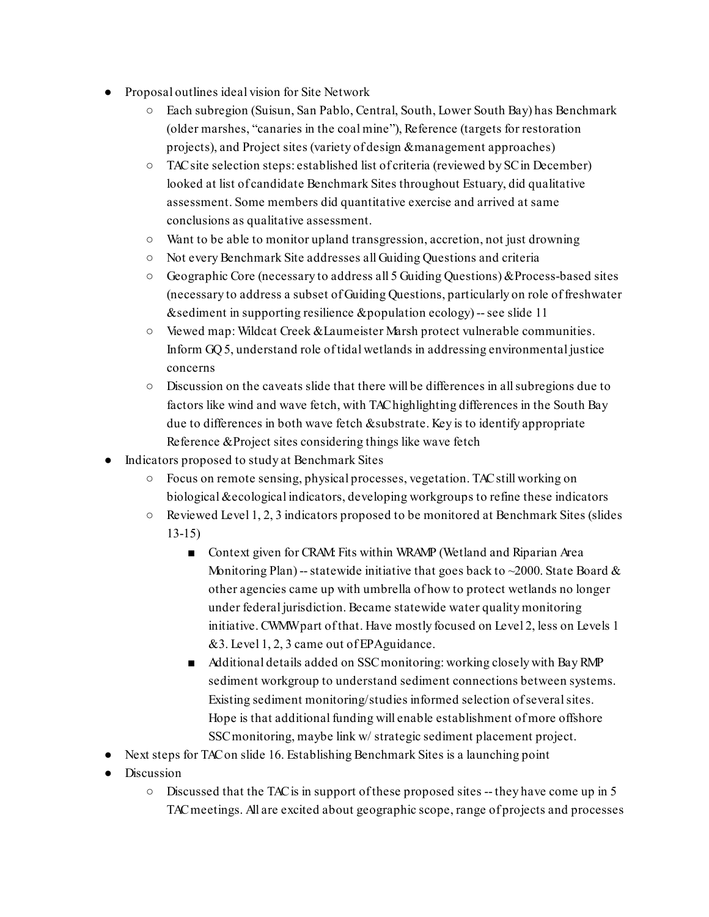- Proposal outlines ideal vision for Site Network
  - Each subregion (Suisun, San Pablo, Central, South, Lower South Bay) has Benchmark (older marshes, "canaries in the coal mine"), Reference (targets for restoration projects), and Project sites (variety of design & management approaches)
  - TAC site selection steps: established list of criteria (reviewed by SC in December) looked at list of candidate Benchmark Sites throughout Estuary, did qualitative assessment. Some members did quantitative exercise and arrived at same conclusions as qualitative assessment.
  - Want to be able to monitor upland transgression, accretion, not just drowning
  - Not every Benchmark Site addresses all Guiding Questions and criteria
  - Geographic Core (necessary to address all 5 Guiding Questions) & Process-based sites (necessary to address a subset of Guiding Questions, particularly on role of freshwater & sediment in supporting resilience & population ecology) -- see slide 11
  - Viewed map: Wildcat Creek & Laumeister Marsh protect vulnerable communities. Inform GQ 5, understand role of tidal wetlands in addressing environmental justice concerns
  - Discussion on the caveats slide that there will be differences in all subregions due to factors like wind and wave fetch, with TAC highlighting differences in the South Bay due to differences in both wave fetch & substrate. Key is to identify appropriate Reference & Project sites considering things like wave fetch
- Indicators proposed to study at Benchmark Sites
  - Focus on remote sensing, physical processes, vegetation. TAC still working on biological & ecological indicators, developing workgroups to refine these indicators
  - Reviewed Level 1, 2, 3 indicators proposed to be monitored at Benchmark Sites (slides 13-15)
    - Context given for CRAM: Fits within WRAMP (Wetland and Riparian Area Monitoring Plan) -- statewide initiative that goes back to ~2000. State Board & other agencies came up with umbrella of how to protect wetlands no longer under federal jurisdiction. Became statewide water quality monitoring initiative. CWMW part of that. Have mostly focused on Level 2, less on Levels 1 & 3. Level 1, 2, 3 came out of EPA guidance.
    - Additional details added on SSC monitoring: working closely with Bay RMP sediment workgroup to understand sediment connections between systems. Existing sediment monitoring/studies informed selection of several sites. Hope is that additional funding will enable establishment of more offshore SSC monitoring, maybe link w/ strategic sediment placement project.
- Next steps for TAC on slide 16. Establishing Benchmark Sites is a launching point
- Discussion
  - Discussed that the TAC is in support of these proposed sites -- they have come up in 5 TAC meetings. All are excited about geographic scope, range of projects and processes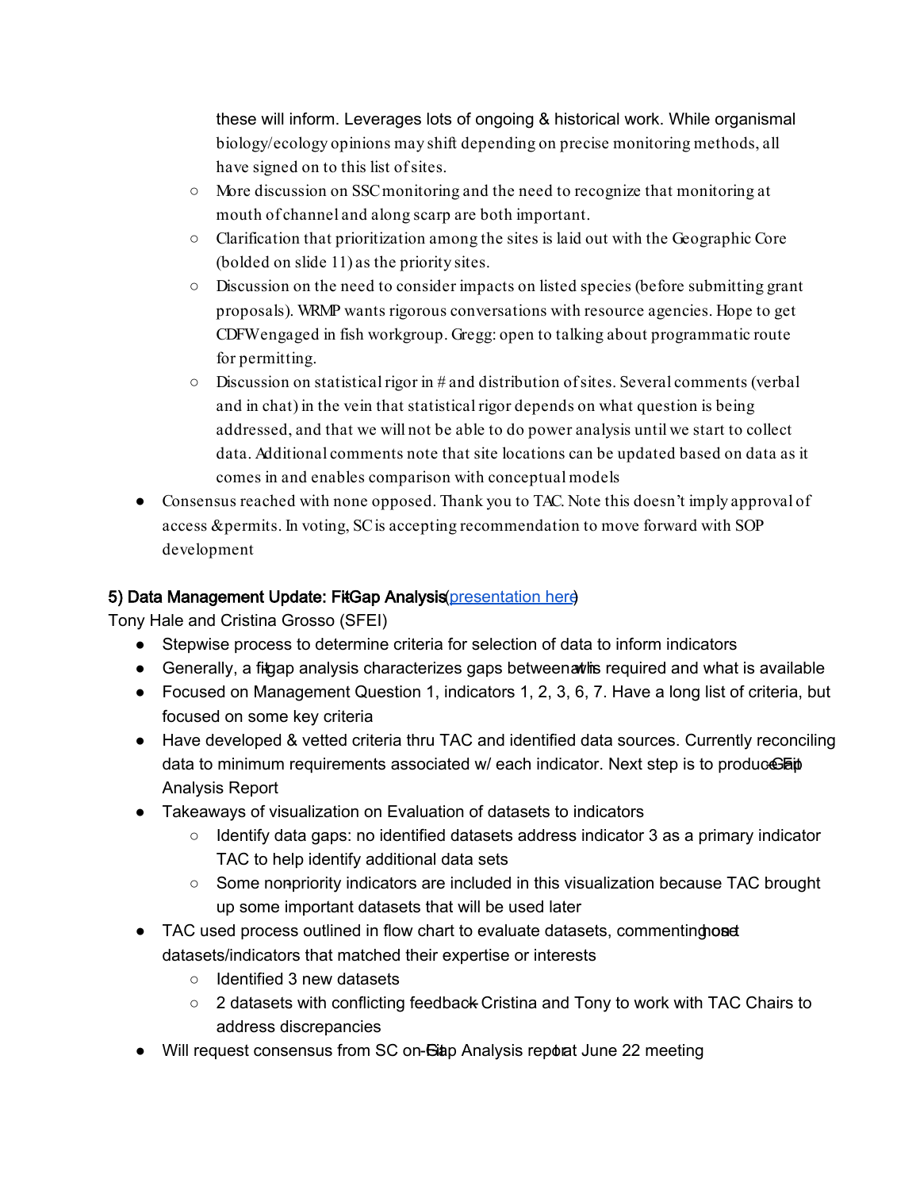these will inform. Leverages lots of ongoing & historical work. While organismal biology/ecology opinions may shift depending on precise monitoring methods, all have signed on to this list of sites.

- More discussion on SSC monitoring and the need to recognize that monitoring at mouth of channel and along scarp are both important.
- Clarification that prioritization among the sites is laid out with the Geographic Core (bolded on slide 11) as the priority sites.
- Discussion on the need to consider impacts on listed species (before submitting grant proposals). WRMP wants rigorous conversations with resource agencies. Hope to get CDFW engaged in fish workgroup. Gregg: open to talking about programmatic route for permitting.
- Discussion on statistical rigor in # and distribution of sites. Several comments (verbal and in chat) in the vein that statistical rigor depends on what question is being addressed, and that we will not be able to do power analysis until we start to collect data. Additional comments note that site locations can be updated based on data as it comes in and enables comparison with conceptual models

- Consensus reached with none opposed. Thank you to TAC. Note this doesn't imply approval of access & permits. In voting, SC is accepting recommendation to move forward with SOP development

### 5) Data Management Update: Fit-Gap Analysis (presentation here)

Tony Hale and Cristina Grosso (SFEI)

- Stepwise process to determine criteria for selection of data to inform indicators
- Generally, a fit-gap analysis characterizes gaps between what is required and what is available
- Focused on Management Question 1, indicators 1, 2, 3, 6, 7. Have a long list of criteria, but focused on some key criteria
- Have developed & vetted criteria thru TAC and identified data sources. Currently reconciling data to minimum requirements associated w/ each indicator. Next step is to produce Fit-Gap Analysis Report
- Takeaways of visualization on Evaluation of datasets to indicators
  - Identify data gaps: no identified datasets address indicator 3 as a primary indicator TAC to help identify additional data sets
  - Some non-priority indicators are included in this visualization because TAC brought up some important datasets that will be used later
- TAC used process outlined in flow chart to evaluate datasets, commenting on those datasets/indicators that matched their expertise or interests
  - Identified 3 new datasets
  - 2 datasets with conflicting feedback - Cristina and Tony to work with TAC Chairs to address discrepancies
- Will request consensus from SC on Fit-Gap Analysis report at June 22 meeting